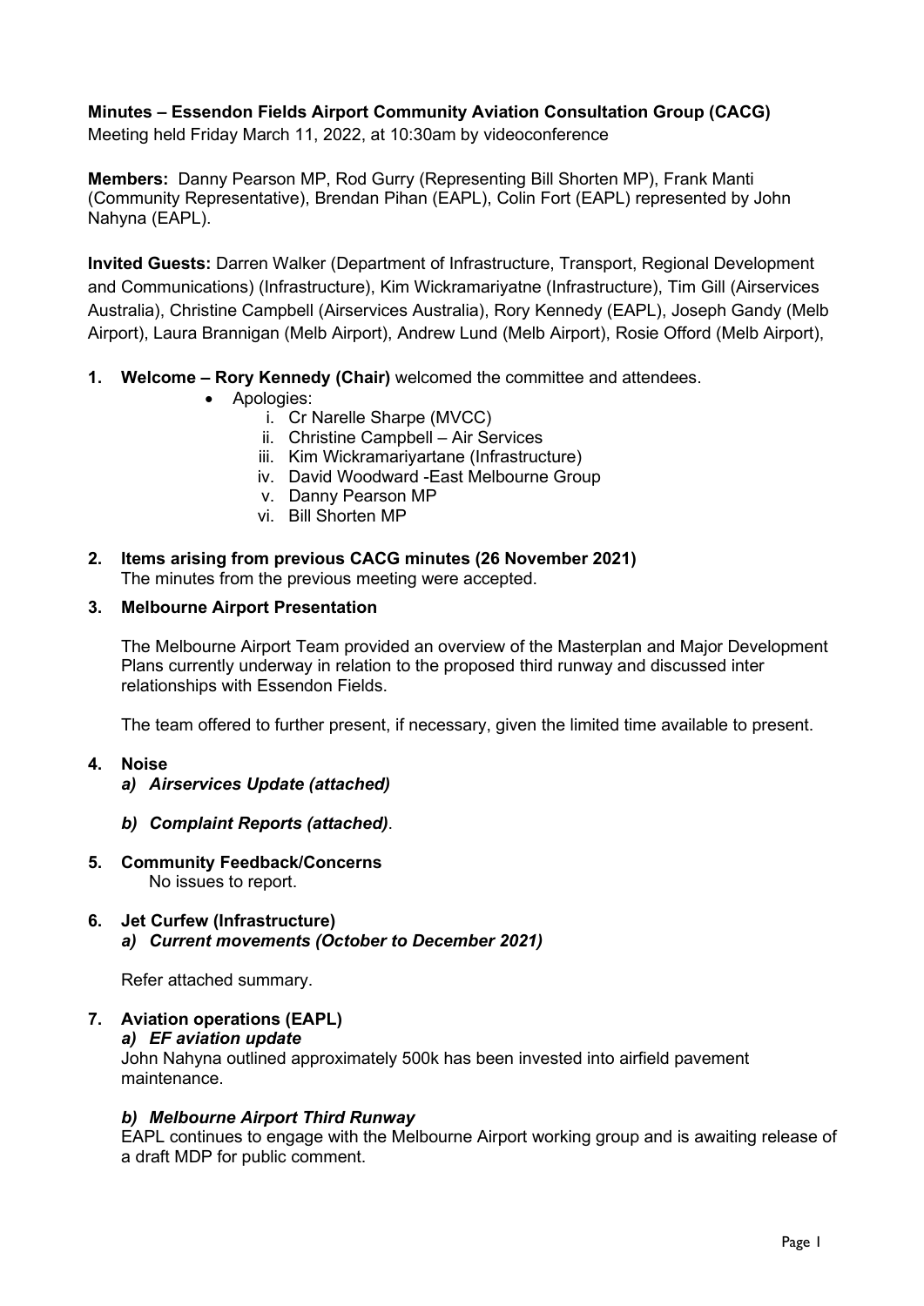**Minutes – Essendon Fields Airport Community Aviation Consultation Group (CACG)**
Meeting held Friday March 11, 2022, at 10:30am by videoconference

**Members:** Danny Pearson MP, Rod Gurry (Representing Bill Shorten MP), Frank Manti (Community Representative), Brendan Pihan (EAPL), Colin Fort (EAPL) represented by John Nahyna (EAPL).

**Invited Guests:** Darren Walker (Department of Infrastructure, Transport, Regional Development and Communications) (Infrastructure), Kim Wickramariyatne (Infrastructure), Tim Gill (Airservices Australia), Christine Campbell (Airservices Australia), Rory Kennedy (EAPL), Joseph Gandy (Melb Airport), Laura Brannigan (Melb Airport), Andrew Lund (Melb Airport), Rosie Offord (Melb Airport),

1. **Welcome – Rory Kennedy (Chair)** welcomed the committee and attendees.
   - Apologies:
     i. Cr Narelle Sharpe (MVCC)
     ii. Christine Campbell – Air Services
     iii. Kim Wickramariyartane (Infrastructure)
     iv. David Woodward -East Melbourne Group
     v. Danny Pearson MP
     vi. Bill Shorten MP

2. **Items arising from previous CACG minutes (26 November 2021)**
   The minutes from the previous meeting were accepted.

3. **Melbourne Airport Presentation**

   The Melbourne Airport Team provided an overview of the Masterplan and Major Development Plans currently underway in relation to the proposed third runway and discussed inter relationships with Essendon Fields.

   The team offered to further present, if necessary, given the limited time available to present.

4. **Noise**
   *a) **Airservices Update (attached)***

   *b) **Complaint Reports (attached)***.

5. **Community Feedback/Concerns**
   No issues to report.

6. **Jet Curfew (Infrastructure)**
   *a) **Current movements (October to December 2021)***

   Refer attached summary.

7. **Aviation operations (EAPL)**
   *a) **EF aviation update***
   John Nahyna outlined approximately 500k has been invested into airfield pavement maintenance.

   *b) **Melbourne Airport Third Runway***
   EAPL continues to engage with the Melbourne Airport working group and is awaiting release of a draft MDP for public comment.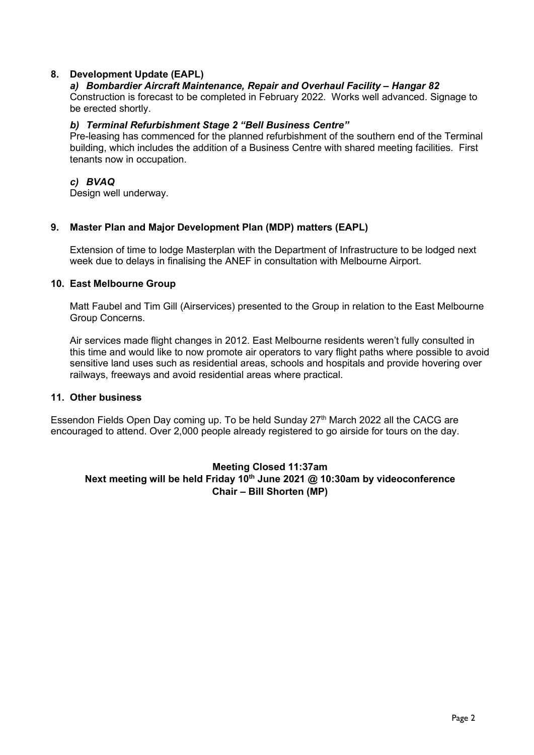**8. Development Update (EAPL)**

***a) Bombardier Aircraft Maintenance, Repair and Overhaul Facility – Hangar 82***

Construction is forecast to be completed in February 2022. Works well advanced. Signage to be erected shortly.

***b) Terminal Refurbishment Stage 2 "Bell Business Centre"***

Pre-leasing has commenced for the planned refurbishment of the southern end of the Terminal building, which includes the addition of a Business Centre with shared meeting facilities. First tenants now in occupation.

***c) BVAQ***

Design well underway.

**9. Master Plan and Major Development Plan (MDP) matters (EAPL)**

Extension of time to lodge Masterplan with the Department of Infrastructure to be lodged next week due to delays in finalising the ANEF in consultation with Melbourne Airport.

**10. East Melbourne Group**

Matt Faubel and Tim Gill (Airservices) presented to the Group in relation to the East Melbourne Group Concerns.

Air services made flight changes in 2012. East Melbourne residents weren't fully consulted in this time and would like to now promote air operators to vary flight paths where possible to avoid sensitive land uses such as residential areas, schools and hospitals and provide hovering over railways, freeways and avoid residential areas where practical.

**11. Other business**

Essendon Fields Open Day coming up. To be held Sunday 27th March 2022 all the CACG are encouraged to attend. Over 2,000 people already registered to go airside for tours on the day.

**Meeting Closed 11:37am**
**Next meeting will be held Friday 10th June 2021 @ 10:30am by videoconference**
**Chair – Bill Shorten (MP)**